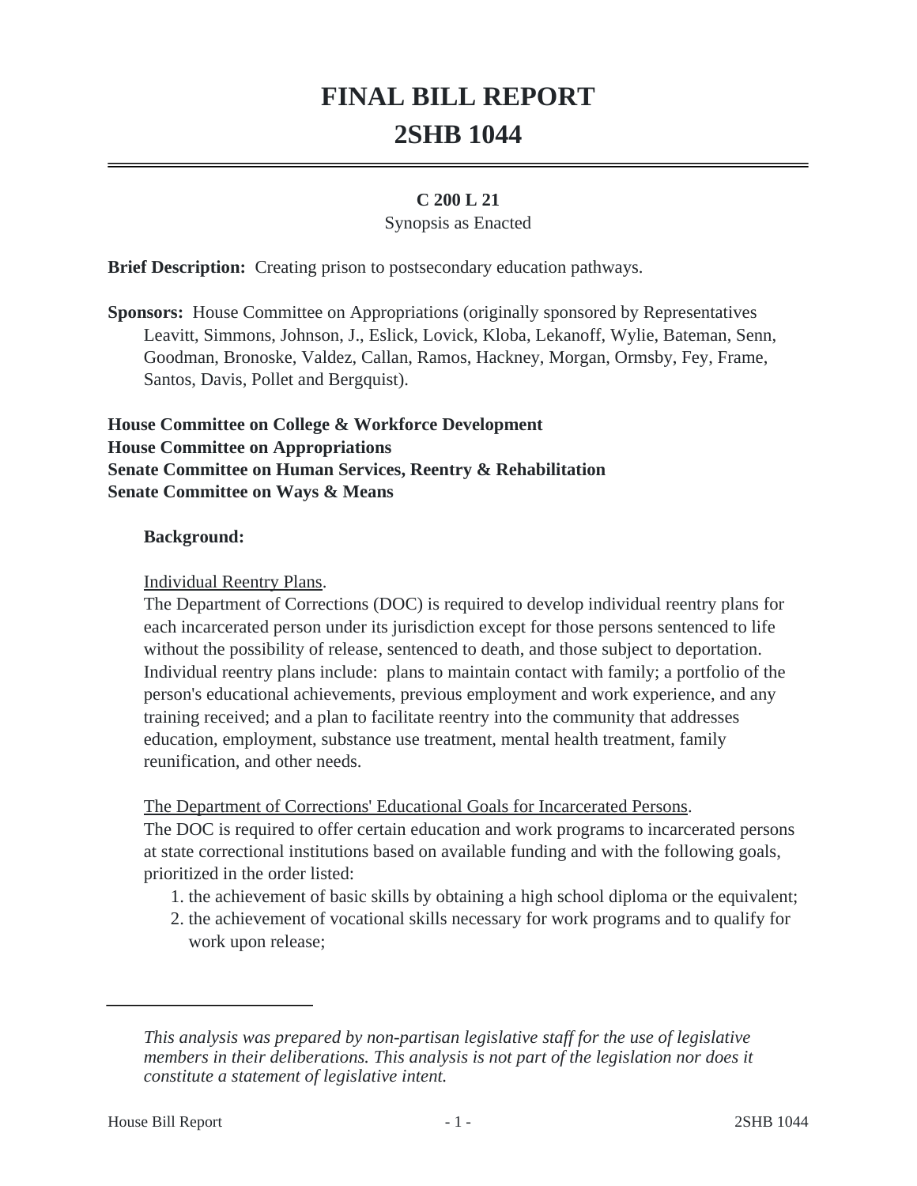# FINAL BILL REPORT
# 2SHB 1044

**C 200 L 21**

Synopsis as Enacted

**Brief Description:** Creating prison to postsecondary education pathways.

**Sponsors:** House Committee on Appropriations (originally sponsored by Representatives Leavitt, Simmons, Johnson, J., Eslick, Lovick, Kloba, Lekanoff, Wylie, Bateman, Senn, Goodman, Bronoske, Valdez, Callan, Ramos, Hackney, Morgan, Ormsby, Fey, Frame, Santos, Davis, Pollet and Bergquist).

**House Committee on College & Workforce Development**
**House Committee on Appropriations**
**Senate Committee on Human Services, Reentry & Rehabilitation**
**Senate Committee on Ways & Means**

**Background:**

Individual Reentry Plans.

The Department of Corrections (DOC) is required to develop individual reentry plans for each incarcerated person under its jurisdiction except for those persons sentenced to life without the possibility of release, sentenced to death, and those subject to deportation. Individual reentry plans include: plans to maintain contact with family; a portfolio of the person's educational achievements, previous employment and work experience, and any training received; and a plan to facilitate reentry into the community that addresses education, employment, substance use treatment, mental health treatment, family reunification, and other needs.

The Department of Corrections' Educational Goals for Incarcerated Persons.

The DOC is required to offer certain education and work programs to incarcerated persons at state correctional institutions based on available funding and with the following goals, prioritized in the order listed:

1. the achievement of basic skills by obtaining a high school diploma or the equivalent;
2. the achievement of vocational skills necessary for work programs and to qualify for work upon release;

---

*This analysis was prepared by non-partisan legislative staff for the use of legislative members in their deliberations. This analysis is not part of the legislation nor does it constitute a statement of legislative intent.*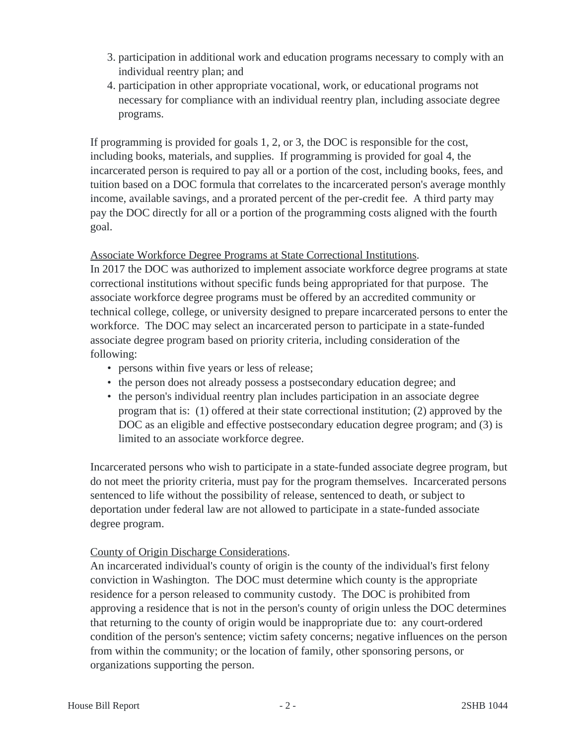3. participation in additional work and education programs necessary to comply with an individual reentry plan; and
4. participation in other appropriate vocational, work, or educational programs not necessary for compliance with an individual reentry plan, including associate degree programs.

If programming is provided for goals 1, 2, or 3, the DOC is responsible for the cost, including books, materials, and supplies. If programming is provided for goal 4, the incarcerated person is required to pay all or a portion of the cost, including books, fees, and tuition based on a DOC formula that correlates to the incarcerated person's average monthly income, available savings, and a prorated percent of the per-credit fee. A third party may pay the DOC directly for all or a portion of the programming costs aligned with the fourth goal.

Associate Workforce Degree Programs at State Correctional Institutions.

In 2017 the DOC was authorized to implement associate workforce degree programs at state correctional institutions without specific funds being appropriated for that purpose. The associate workforce degree programs must be offered by an accredited community or technical college, college, or university designed to prepare incarcerated persons to enter the workforce. The DOC may select an incarcerated person to participate in a state-funded associate degree program based on priority criteria, including consideration of the following:

- persons within five years or less of release;
- the person does not already possess a postsecondary education degree; and
- the person's individual reentry plan includes participation in an associate degree program that is: (1) offered at their state correctional institution; (2) approved by the DOC as an eligible and effective postsecondary education degree program; and (3) is limited to an associate workforce degree.

Incarcerated persons who wish to participate in a state-funded associate degree program, but do not meet the priority criteria, must pay for the program themselves. Incarcerated persons sentenced to life without the possibility of release, sentenced to death, or subject to deportation under federal law are not allowed to participate in a state-funded associate degree program.

County of Origin Discharge Considerations.

An incarcerated individual's county of origin is the county of the individual's first felony conviction in Washington. The DOC must determine which county is the appropriate residence for a person released to community custody. The DOC is prohibited from approving a residence that is not in the person's county of origin unless the DOC determines that returning to the county of origin would be inappropriate due to: any court-ordered condition of the person's sentence; victim safety concerns; negative influences on the person from within the community; or the location of family, other sponsoring persons, or organizations supporting the person.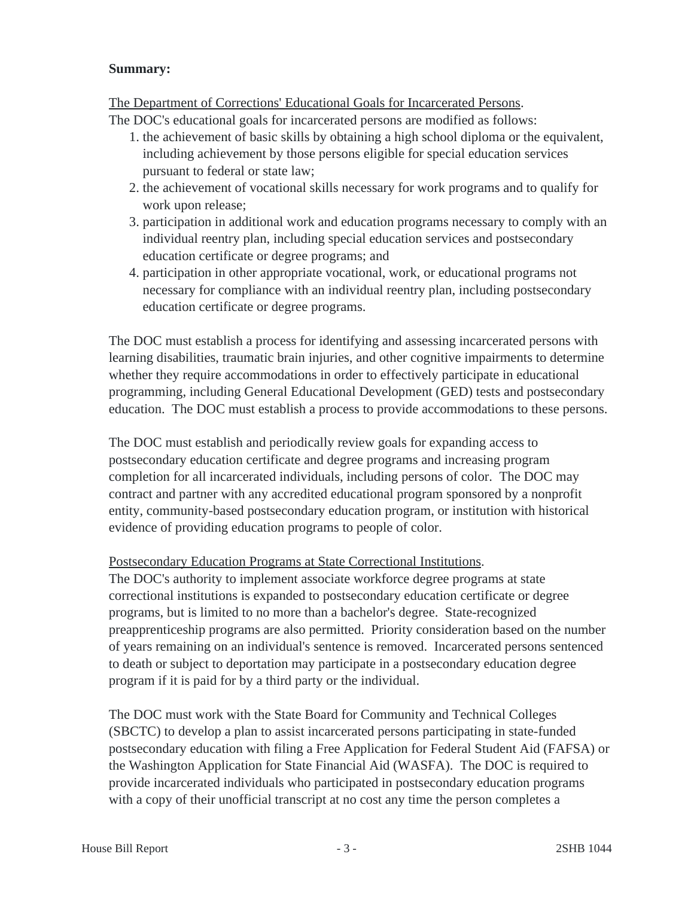**Summary:**

The Department of Corrections' Educational Goals for Incarcerated Persons.

The DOC's educational goals for incarcerated persons are modified as follows:

1. the achievement of basic skills by obtaining a high school diploma or the equivalent, including achievement by those persons eligible for special education services pursuant to federal or state law;
2. the achievement of vocational skills necessary for work programs and to qualify for work upon release;
3. participation in additional work and education programs necessary to comply with an individual reentry plan, including special education services and postsecondary education certificate or degree programs; and
4. participation in other appropriate vocational, work, or educational programs not necessary for compliance with an individual reentry plan, including postsecondary education certificate or degree programs.

The DOC must establish a process for identifying and assessing incarcerated persons with learning disabilities, traumatic brain injuries, and other cognitive impairments to determine whether they require accommodations in order to effectively participate in educational programming, including General Educational Development (GED) tests and postsecondary education. The DOC must establish a process to provide accommodations to these persons.

The DOC must establish and periodically review goals for expanding access to postsecondary education certificate and degree programs and increasing program completion for all incarcerated individuals, including persons of color. The DOC may contract and partner with any accredited educational program sponsored by a nonprofit entity, community-based postsecondary education program, or institution with historical evidence of providing education programs to people of color.

Postsecondary Education Programs at State Correctional Institutions.

The DOC's authority to implement associate workforce degree programs at state correctional institutions is expanded to postsecondary education certificate or degree programs, but is limited to no more than a bachelor's degree. State-recognized preapprenticeship programs are also permitted. Priority consideration based on the number of years remaining on an individual's sentence is removed. Incarcerated persons sentenced to death or subject to deportation may participate in a postsecondary education degree program if it is paid for by a third party or the individual.

The DOC must work with the State Board for Community and Technical Colleges (SBCTC) to develop a plan to assist incarcerated persons participating in state-funded postsecondary education with filing a Free Application for Federal Student Aid (FAFSA) or the Washington Application for State Financial Aid (WASFA). The DOC is required to provide incarcerated individuals who participated in postsecondary education programs with a copy of their unofficial transcript at no cost any time the person completes a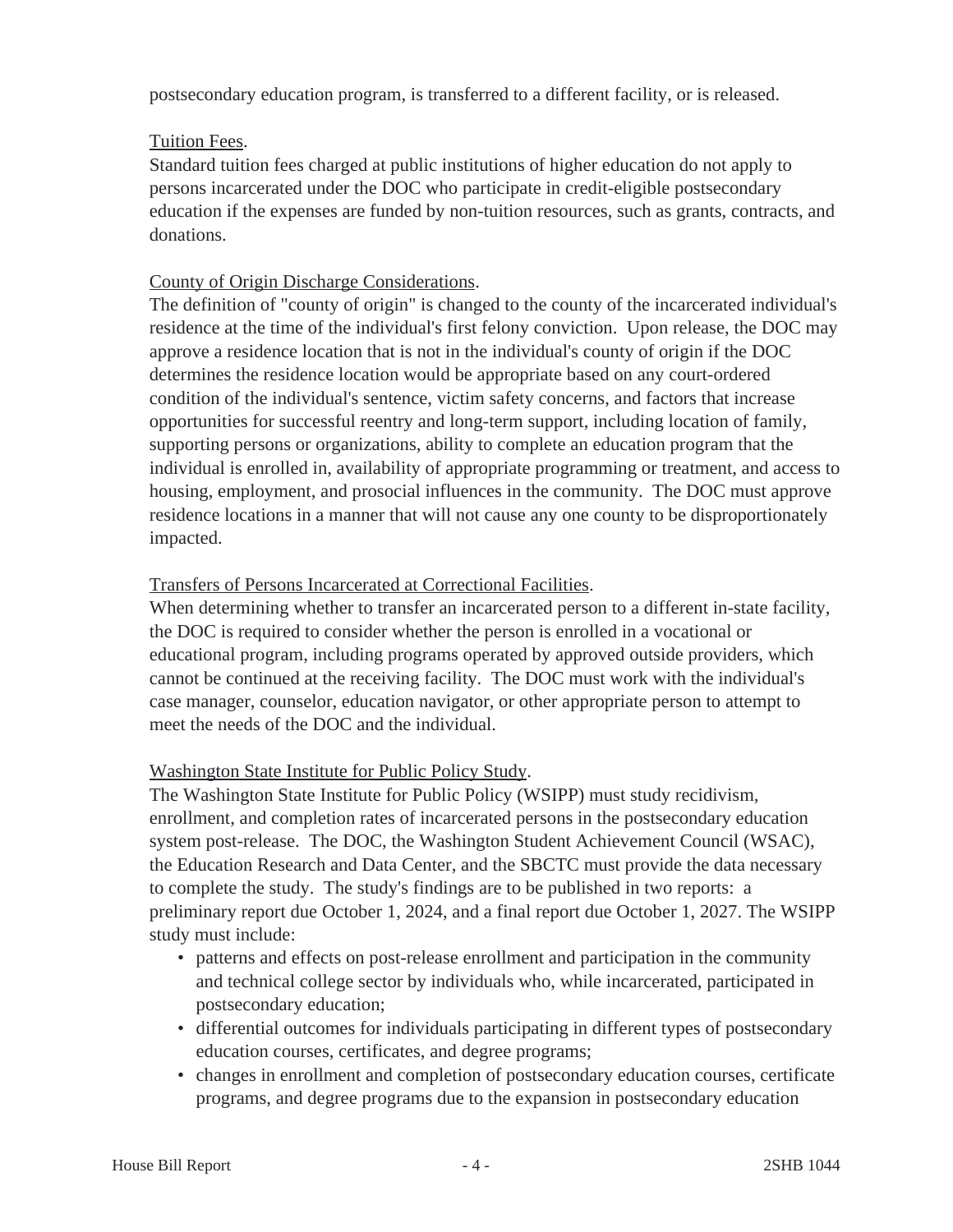postsecondary education program, is transferred to a different facility, or is released.

Tuition Fees.
Standard tuition fees charged at public institutions of higher education do not apply to persons incarcerated under the DOC who participate in credit-eligible postsecondary education if the expenses are funded by non-tuition resources, such as grants, contracts, and donations.

County of Origin Discharge Considerations.
The definition of "county of origin" is changed to the county of the incarcerated individual's residence at the time of the individual's first felony conviction. Upon release, the DOC may approve a residence location that is not in the individual's county of origin if the DOC determines the residence location would be appropriate based on any court-ordered condition of the individual's sentence, victim safety concerns, and factors that increase opportunities for successful reentry and long-term support, including location of family, supporting persons or organizations, ability to complete an education program that the individual is enrolled in, availability of appropriate programming or treatment, and access to housing, employment, and prosocial influences in the community. The DOC must approve residence locations in a manner that will not cause any one county to be disproportionately impacted.

Transfers of Persons Incarcerated at Correctional Facilities.
When determining whether to transfer an incarcerated person to a different in-state facility, the DOC is required to consider whether the person is enrolled in a vocational or educational program, including programs operated by approved outside providers, which cannot be continued at the receiving facility. The DOC must work with the individual's case manager, counselor, education navigator, or other appropriate person to attempt to meet the needs of the DOC and the individual.

Washington State Institute for Public Policy Study.
The Washington State Institute for Public Policy (WSIPP) must study recidivism, enrollment, and completion rates of incarcerated persons in the postsecondary education system post-release. The DOC, the Washington Student Achievement Council (WSAC), the Education Research and Data Center, and the SBCTC must provide the data necessary to complete the study. The study's findings are to be published in two reports: a preliminary report due October 1, 2024, and a final report due October 1, 2027. The WSIPP study must include:

- patterns and effects on post-release enrollment and participation in the community and technical college sector by individuals who, while incarcerated, participated in postsecondary education;
- differential outcomes for individuals participating in different types of postsecondary education courses, certificates, and degree programs;
- changes in enrollment and completion of postsecondary education courses, certificate programs, and degree programs due to the expansion in postsecondary education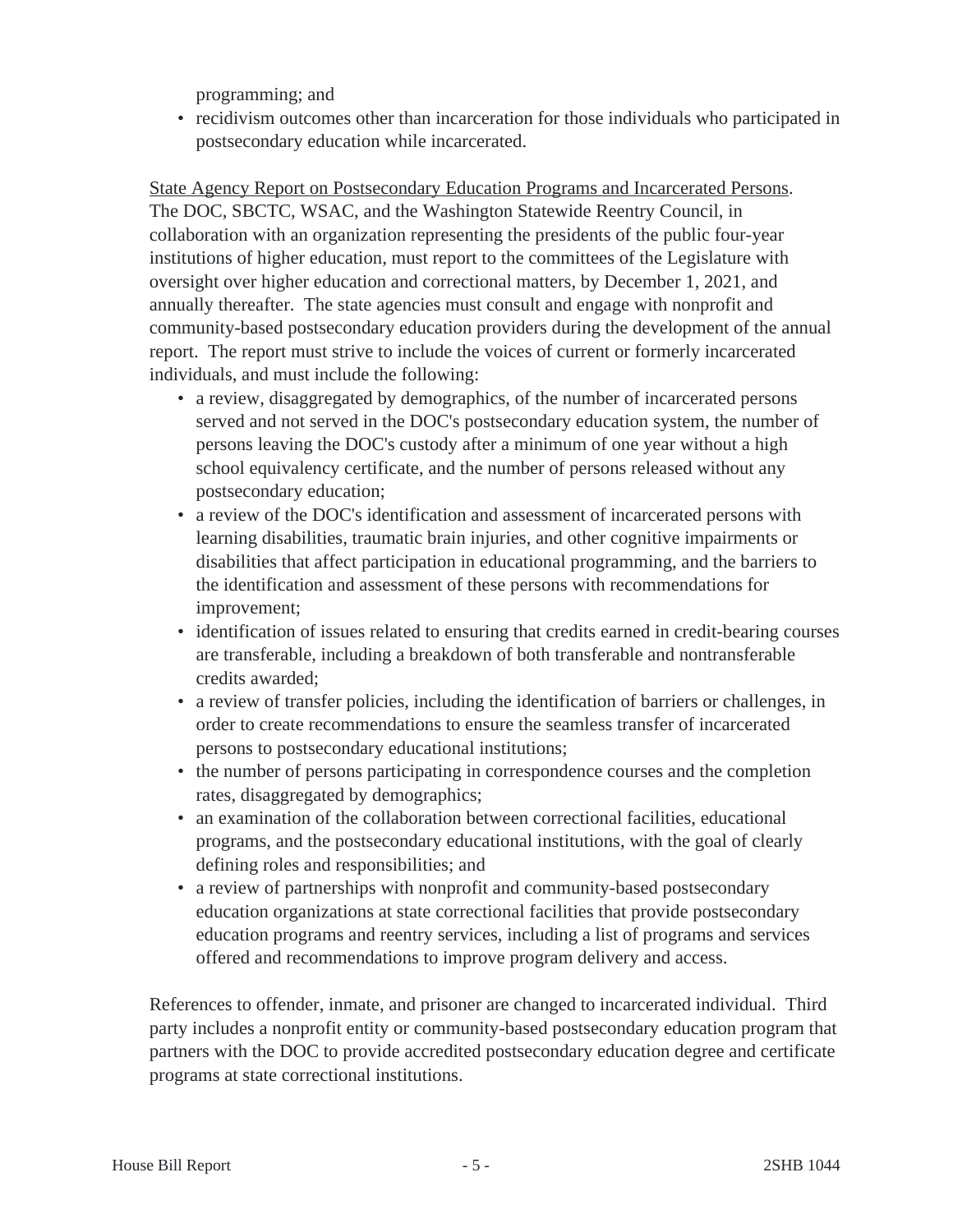programming; and
- recidivism outcomes other than incarceration for those individuals who participated in postsecondary education while incarcerated.

State Agency Report on Postsecondary Education Programs and Incarcerated Persons. The DOC, SBCTC, WSAC, and the Washington Statewide Reentry Council, in collaboration with an organization representing the presidents of the public four-year institutions of higher education, must report to the committees of the Legislature with oversight over higher education and correctional matters, by December 1, 2021, and annually thereafter. The state agencies must consult and engage with nonprofit and community-based postsecondary education providers during the development of the annual report. The report must strive to include the voices of current or formerly incarcerated individuals, and must include the following:

- a review, disaggregated by demographics, of the number of incarcerated persons served and not served in the DOC's postsecondary education system, the number of persons leaving the DOC's custody after a minimum of one year without a high school equivalency certificate, and the number of persons released without any postsecondary education;
- a review of the DOC's identification and assessment of incarcerated persons with learning disabilities, traumatic brain injuries, and other cognitive impairments or disabilities that affect participation in educational programming, and the barriers to the identification and assessment of these persons with recommendations for improvement;
- identification of issues related to ensuring that credits earned in credit-bearing courses are transferable, including a breakdown of both transferable and nontransferable credits awarded;
- a review of transfer policies, including the identification of barriers or challenges, in order to create recommendations to ensure the seamless transfer of incarcerated persons to postsecondary educational institutions;
- the number of persons participating in correspondence courses and the completion rates, disaggregated by demographics;
- an examination of the collaboration between correctional facilities, educational programs, and the postsecondary educational institutions, with the goal of clearly defining roles and responsibilities; and
- a review of partnerships with nonprofit and community-based postsecondary education organizations at state correctional facilities that provide postsecondary education programs and reentry services, including a list of programs and services offered and recommendations to improve program delivery and access.

References to offender, inmate, and prisoner are changed to incarcerated individual. Third party includes a nonprofit entity or community-based postsecondary education program that partners with the DOC to provide accredited postsecondary education degree and certificate programs at state correctional institutions.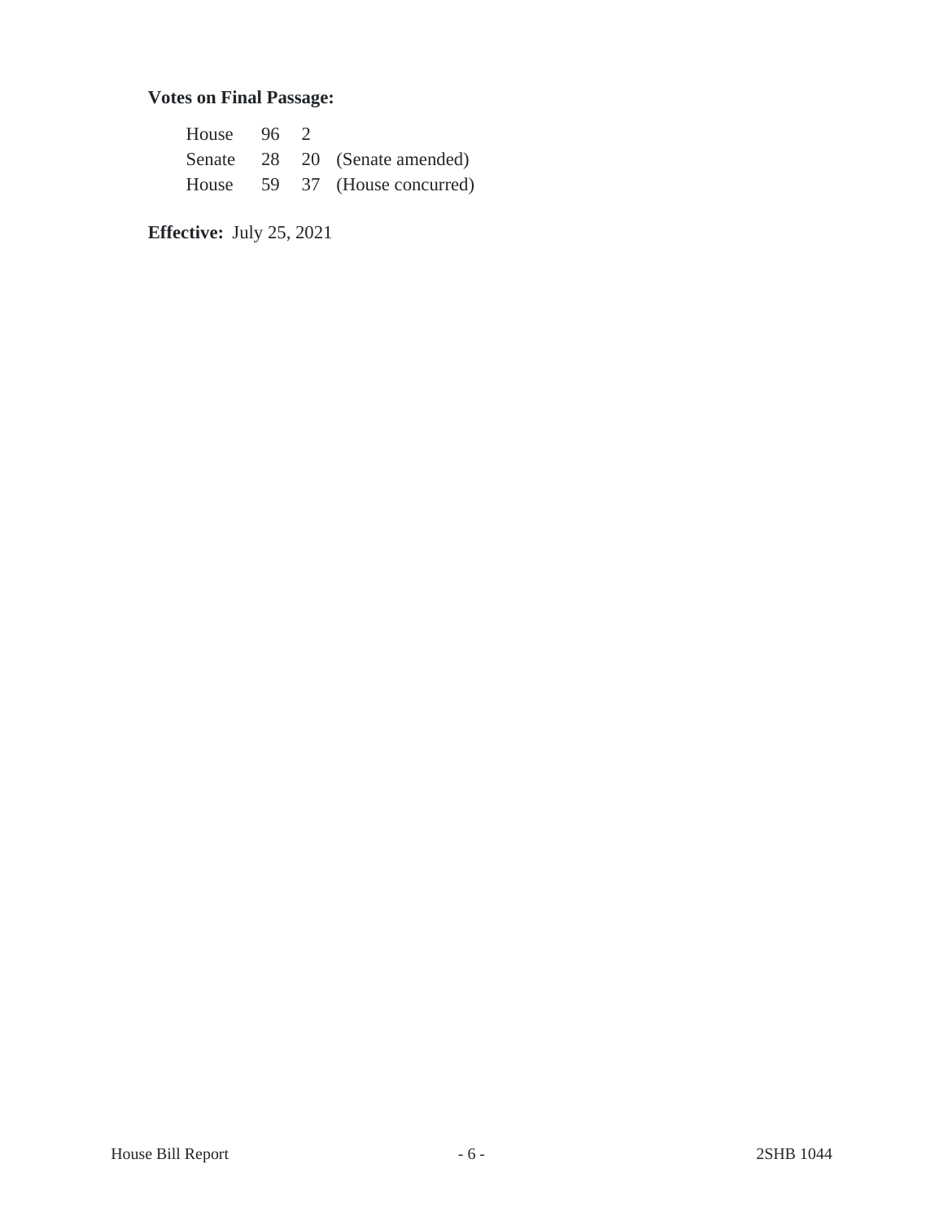**Votes on Final Passage:**

| | | | |
|---|---|---|---|
| House | 96 | 2 | |
| Senate | 28 | 20 | (Senate amended) |
| House | 59 | 37 | (House concurred) |

**Effective:** July 25, 2021